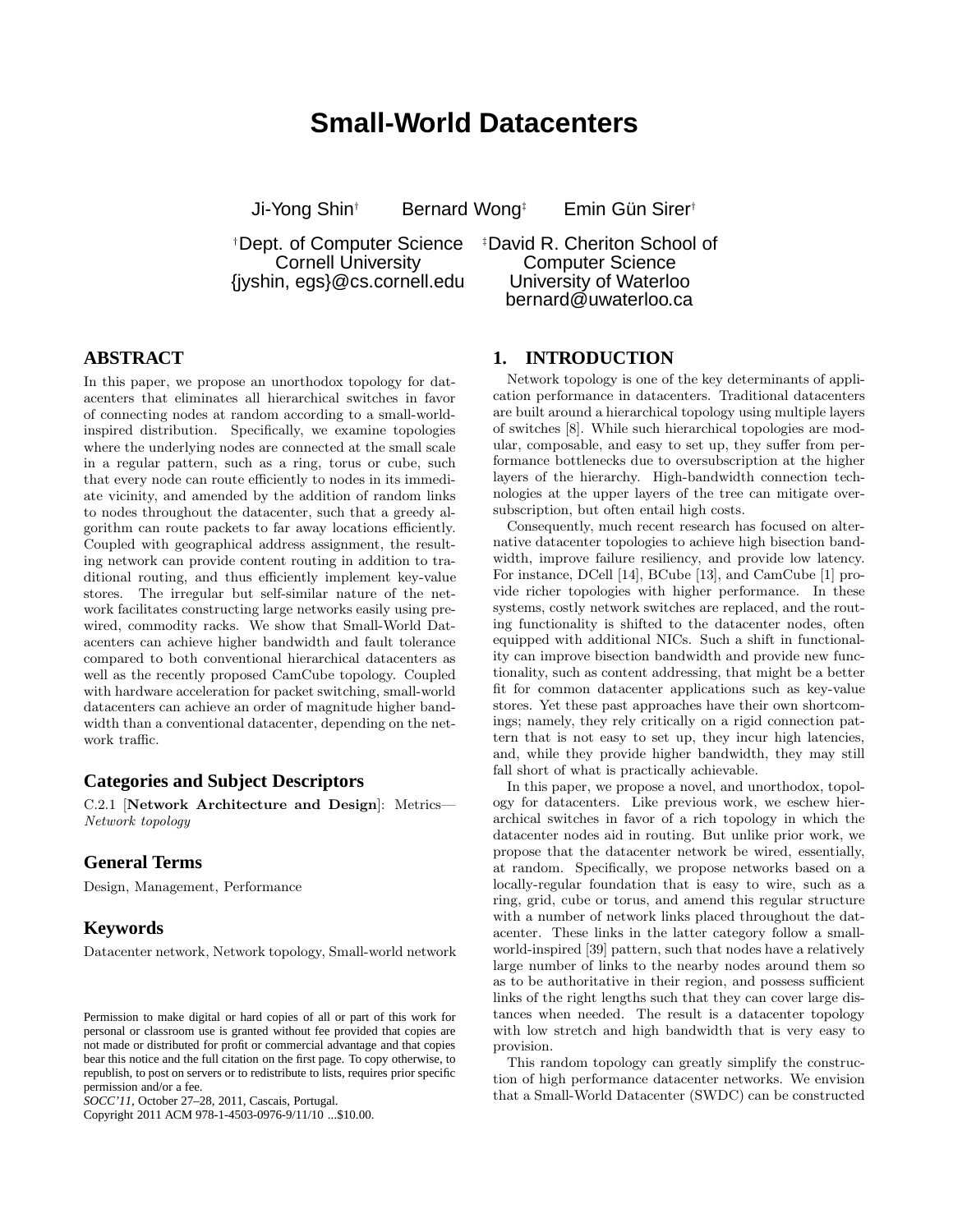# Small-World Datacenters

Ji-Yong Shin[†] Bernard Wong[‡] Emin Gün Sirer[†]

[†]Dept. of Computer Science
Cornell University
{jyshin, egs}@cs.cornell.edu

[‡]David R. Cheriton School of
Computer Science
University of Waterloo
bernard@uwaterloo.ca

## ABSTRACT

In this paper, we propose an unorthodox topology for datacenters that eliminates all hierarchical switches in favor of connecting nodes at random according to a small-world-inspired distribution. Specifically, we examine topologies where the underlying nodes are connected at the small scale in a regular pattern, such as a ring, torus or cube, such that every node can route efficiently to nodes in its immediate vicinity, and amended by the addition of random links to nodes throughout the datacenter, such that a greedy algorithm can route packets to far away locations efficiently. Coupled with geographical address assignment, the resulting network can provide content routing in addition to traditional routing, and thus efficiently implement key-value stores. The irregular but self-similar nature of the network facilitates constructing large networks easily using prewired, commodity racks. We show that Small-World Datacenters can achieve higher bandwidth and fault tolerance compared to both conventional hierarchical datacenters as well as the recently proposed CamCube topology. Coupled with hardware acceleration for packet switching, small-world datacenters can achieve an order of magnitude higher bandwidth than a conventional datacenter, depending on the network traffic.

### Categories and Subject Descriptors

C.2.1 [**Network Architecture and Design**]: Metrics—*Network topology*

### General Terms

Design, Management, Performance

### Keywords

Datacenter network, Network topology, Small-world network

Permission to make digital or hard copies of all or part of this work for personal or classroom use is granted without fee provided that copies are not made or distributed for profit or commercial advantage and that copies bear this notice and the full citation on the first page. To copy otherwise, to republish, to post on servers or to redistribute to lists, requires prior specific permission and/or a fee.
*SOCC'11*, October 27–28, 2011, Cascais, Portugal.
Copyright 2011 ACM 978-1-4503-0976-9/11/10 ...$10.00.

## 1. INTRODUCTION

Network topology is one of the key determinants of application performance in datacenters. Traditional datacenters are built around a hierarchical topology using multiple layers of switches [8]. While such hierarchical topologies are modular, composable, and easy to set up, they suffer from performance bottlenecks due to oversubscription at the higher layers of the hierarchy. High-bandwidth connection technologies at the upper layers of the tree can mitigate oversubscription, but often entail high costs.

Consequently, much recent research has focused on alternative datacenter topologies to achieve high bisection bandwidth, improve failure resiliency, and provide low latency. For instance, DCell [14], BCube [13], and CamCube [1] provide richer topologies with higher performance. In these systems, costly network switches are replaced, and the routing functionality is shifted to the datacenter nodes, often equipped with additional NICs. Such a shift in functionality can improve bisection bandwidth and provide new functionality, such as content addressing, that might be a better fit for common datacenter applications such as key-value stores. Yet these past approaches have their own shortcomings; namely, they rely critically on a rigid connection pattern that is not easy to set up, they incur high latencies, and, while they provide higher bandwidth, they may still fall short of what is practically achievable.

In this paper, we propose a novel, and unorthodox, topology for datacenters. Like previous work, we eschew hierarchical switches in favor of a rich topology in which the datacenter nodes aid in routing. But unlike prior work, we propose that the datacenter network be wired, essentially, at random. Specifically, we propose networks based on a locally-regular foundation that is easy to wire, such as a ring, grid, cube or torus, and amend this regular structure with a number of network links placed throughout the datacenter. These links in the latter category follow a small-world-inspired [39] pattern, such that nodes have a relatively large number of links to the nearby nodes around them so as to be authoritative in their region, and possess sufficient links of the right lengths such that they can cover large distances when needed. The result is a datacenter topology with low stretch and high bandwidth that is very easy to provision.

This random topology can greatly simplify the construction of high performance datacenter networks. We envision that a Small-World Datacenter (SWDC) can be constructed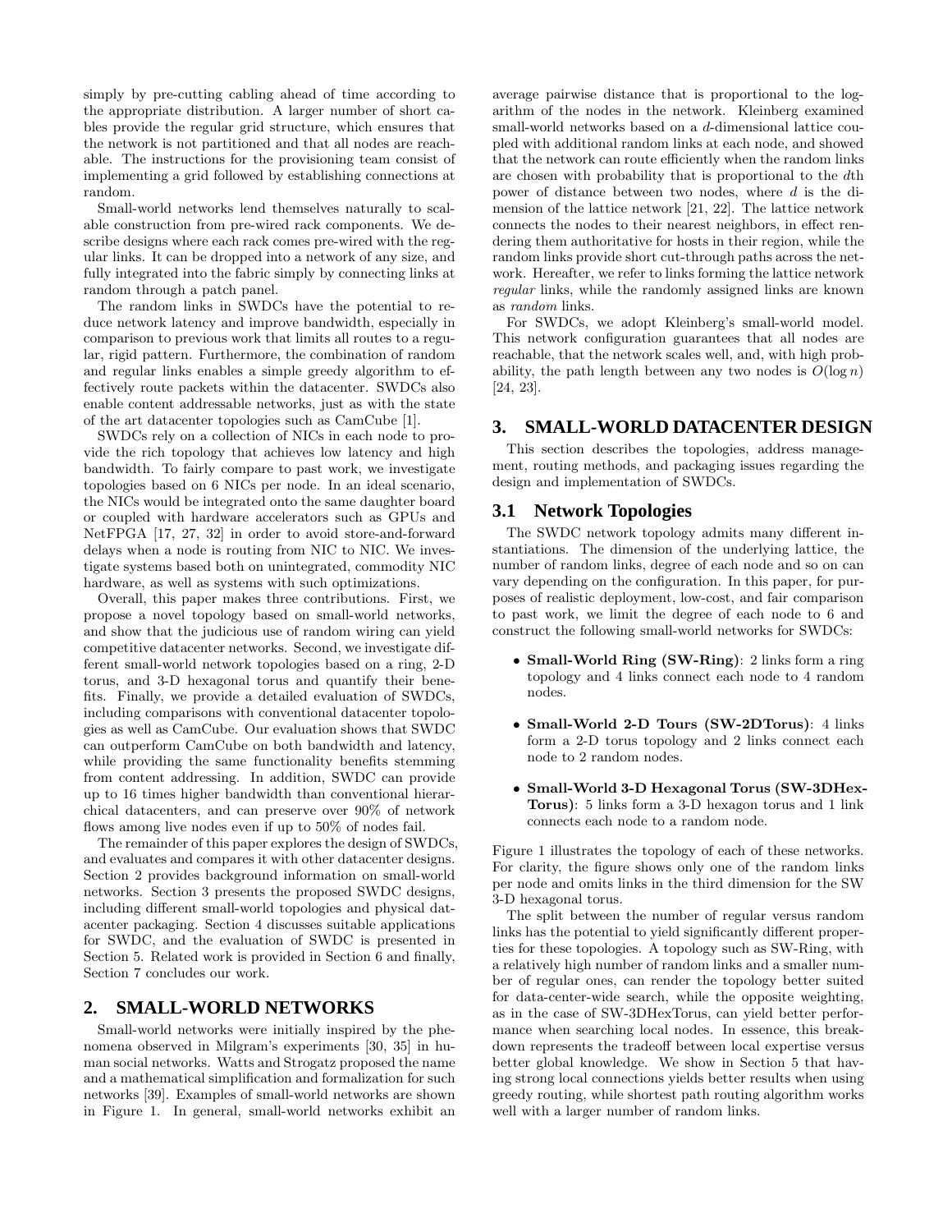simply by pre-cutting cabling ahead of time according to the appropriate distribution. A larger number of short cables provide the regular grid structure, which ensures that the network is not partitioned and that all nodes are reachable. The instructions for the provisioning team consist of implementing a grid followed by establishing connections at random.

Small-world networks lend themselves naturally to scalable construction from pre-wired rack components. We describe designs where each rack comes pre-wired with the regular links. It can be dropped into a network of any size, and fully integrated into the fabric simply by connecting links at random through a patch panel.

The random links in SWDCs have the potential to reduce network latency and improve bandwidth, especially in comparison to previous work that limits all routes to a regular, rigid pattern. Furthermore, the combination of random and regular links enables a simple greedy algorithm to effectively route packets within the datacenter. SWDCs also enable content addressable networks, just as with the state of the art datacenter topologies such as CamCube [1].

SWDCs rely on a collection of NICs in each node to provide the rich topology that achieves low latency and high bandwidth. To fairly compare to past work, we investigate topologies based on 6 NICs per node. In an ideal scenario, the NICs would be integrated onto the same daughter board or coupled with hardware accelerators such as GPUs and NetFPGA [17, 27, 32] in order to avoid store-and-forward delays when a node is routing from NIC to NIC. We investigate systems based both on unintegrated, commodity NIC hardware, as well as systems with such optimizations.

Overall, this paper makes three contributions. First, we propose a novel topology based on small-world networks, and show that the judicious use of random wiring can yield competitive datacenter networks. Second, we investigate different small-world network topologies based on a ring, 2-D torus, and 3-D hexagonal torus and quantify their benefits. Finally, we provide a detailed evaluation of SWDCs, including comparisons with conventional datacenter topologies as well as CamCube. Our evaluation shows that SWDC can outperform CamCube on both bandwidth and latency, while providing the same functionality benefits stemming from content addressing. In addition, SWDC can provide up to 16 times higher bandwidth than conventional hierarchical datacenters, and can preserve over 90% of network flows among live nodes even if up to 50% of nodes fail.

The remainder of this paper explores the design of SWDCs, and evaluates and compares it with other datacenter designs. Section 2 provides background information on small-world networks. Section 3 presents the proposed SWDC designs, including different small-world topologies and physical datacenter packaging. Section 4 discusses suitable applications for SWDC, and the evaluation of SWDC is presented in Section 5. Related work is provided in Section 6 and finally, Section 7 concludes our work.

## 2. SMALL-WORLD NETWORKS

Small-world networks were initially inspired by the phenomena observed in Milgram's experiments [30, 35] in human social networks. Watts and Strogatz proposed the name and a mathematical simplification and formalization for such networks [39]. Examples of small-world networks are shown in Figure 1. In general, small-world networks exhibit an average pairwise distance that is proportional to the logarithm of the nodes in the network. Kleinberg examined small-world networks based on a $d$-dimensional lattice coupled with additional random links at each node, and showed that the network can route efficiently when the random links are chosen with probability that is proportional to the $d$th power of distance between two nodes, where $d$ is the dimension of the lattice network [21, 22]. The lattice network connects the nodes to their nearest neighbors, in effect rendering them authoritative for hosts in their region, while the random links provide short cut-through paths across the network. Hereafter, we refer to links forming the lattice network *regular* links, while the randomly assigned links are known as *random* links.

For SWDCs, we adopt Kleinberg's small-world model. This network configuration guarantees that all nodes are reachable, that the network scales well, and, with high probability, the path length between any two nodes is $O(\log n)$ [24, 23].

## 3. SMALL-WORLD DATACENTER DESIGN

This section describes the topologies, address management, routing methods, and packaging issues regarding the design and implementation of SWDCs.

### 3.1 Network Topologies

The SWDC network topology admits many different instantiations. The dimension of the underlying lattice, the number of random links, degree of each node and so on can vary depending on the configuration. In this paper, for purposes of realistic deployment, low-cost, and fair comparison to past work, we limit the degree of each node to 6 and construct the following small-world networks for SWDCs:

- **Small-World Ring (SW-Ring)**: 2 links form a ring topology and 4 links connect each node to 4 random nodes.
- **Small-World 2-D Tours (SW-2DTorus)**: 4 links form a 2-D torus topology and 2 links connect each node to 2 random nodes.
- **Small-World 3-D Hexagonal Torus (SW-3DHexTorus)**: 5 links form a 3-D hexagon torus and 1 link connects each node to a random node.

Figure 1 illustrates the topology of each of these networks. For clarity, the figure shows only one of the random links per node and omits links in the third dimension for the SW 3-D hexagonal torus.

The split between the number of regular versus random links has the potential to yield significantly different properties for these topologies. A topology such as SW-Ring, with a relatively high number of random links and a smaller number of regular ones, can render the topology better suited for data-center-wide search, while the opposite weighting, as in the case of SW-3DHexTorus, can yield better performance when searching local nodes. In essence, this breakdown represents the tradeoff between local expertise versus better global knowledge. We show in Section 5 that having strong local connections yields better results when using greedy routing, while shortest path routing algorithm works well with a larger number of random links.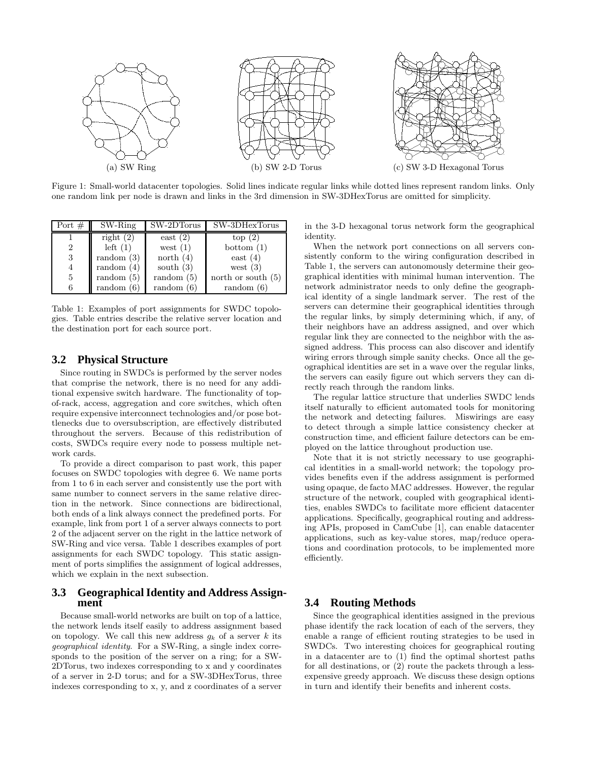(a) SW Ring (b) SW 2-D Torus (c) SW 3-D Hexagonal Torus

Figure 1: Small-world datacenter topologies. Solid lines indicate regular links while dotted lines represent random links. Only one random link per node is drawn and links in the 3rd dimension in SW-3DHexTorus are omitted for simplicity.

| Port # | SW-Ring | SW-2DTorus | SW-3DHexTorus |
|---|---|---|---|
| 1 | right (2) | east (2) | top (2) |
| 2 | left (1) | west (1) | bottom (1) |
| 3 | random (3) | north (4) | east (4) |
| 4 | random (4) | south (3) | west (3) |
| 5 | random (5) | random (5) | north or south (5) |
| 6 | random (6) | random (6) | random (6) |

Table 1: Examples of port assignments for SWDC topologies. Table entries describe the relative server location and the destination port for each source port.

## 3.2 Physical Structure

Since routing in SWDCs is performed by the server nodes that comprise the network, there is no need for any additional expensive switch hardware. The functionality of top-of-rack, access, aggregation and core switches, which often require expensive interconnect technologies and/or pose bottlenecks due to oversubscription, are effectively distributed throughout the servers. Because of this redistribution of costs, SWDCs require every node to possess multiple network cards.

To provide a direct comparison to past work, this paper focuses on SWDC topologies with degree 6. We name ports from 1 to 6 in each server and consistently use the port with same number to connect servers in the same relative direction in the network. Since connections are bidirectional, both ends of a link always connect the predefined ports. For example, link from port 1 of a server always connects to port 2 of the adjacent server on the right in the lattice network of SW-Ring and vice versa. Table 1 describes examples of port assignments for each SWDC topology. This static assignment of ports simplifies the assignment of logical addresses, which we explain in the next subsection.

## 3.3 Geographical Identity and Address Assignment

Because small-world networks are built on top of a lattice, the network lends itself easily to address assignment based on topology. We call this new address $g_k$ of a server $k$ its *geographical identity*. For a SW-Ring, a single index corresponds to the position of the server on a ring; for a SW-2DTorus, two indexes corresponding to x and y coordinates of a server in 2-D torus; and for a SW-3DHexTorus, three indexes corresponding to x, y, and z coordinates of a server in the 3-D hexagonal torus network form the geographical identity.

When the network port connections on all servers consistently conform to the wiring configuration described in Table 1, the servers can autonomously determine their geographical identities with minimal human intervention. The network administrator needs to only define the geographical identity of a single landmark server. The rest of the servers can determine their geographical identities through the regular links, by simply determining which, if any, of their neighbors have an address assigned, and over which regular link they are connected to the neighbor with the assigned address. This process can also discover and identify wiring errors through simple sanity checks. Once all the geographical identities are set in a wave over the regular links, the servers can easily figure out which servers they can directly reach through the random links.

The regular lattice structure that underlies SWDC lends itself naturally to efficient automated tools for monitoring the network and detecting failures. Miswirings are easy to detect through a simple lattice consistency checker at construction time, and efficient failure detectors can be employed on the lattice throughout production use.

Note that it is not strictly necessary to use geographical identities in a small-world network; the topology provides benefits even if the address assignment is performed using opaque, de facto MAC addresses. However, the regular structure of the network, coupled with geographical identities, enables SWDCs to facilitate more efficient datacenter applications. Specifically, geographical routing and addressing APIs, proposed in CamCube [1], can enable datacenter applications, such as key-value stores, map/reduce operations and coordination protocols, to be implemented more efficiently.

## 3.4 Routing Methods

Since the geographical identities assigned in the previous phase identify the rack location of each of the servers, they enable a range of efficient routing strategies to be used in SWDCs. Two interesting choices for geographical routing in a datacenter are to (1) find the optimal shortest paths for all destinations, or (2) route the packets through a less-expensive greedy approach. We discuss these design options in turn and identify their benefits and inherent costs.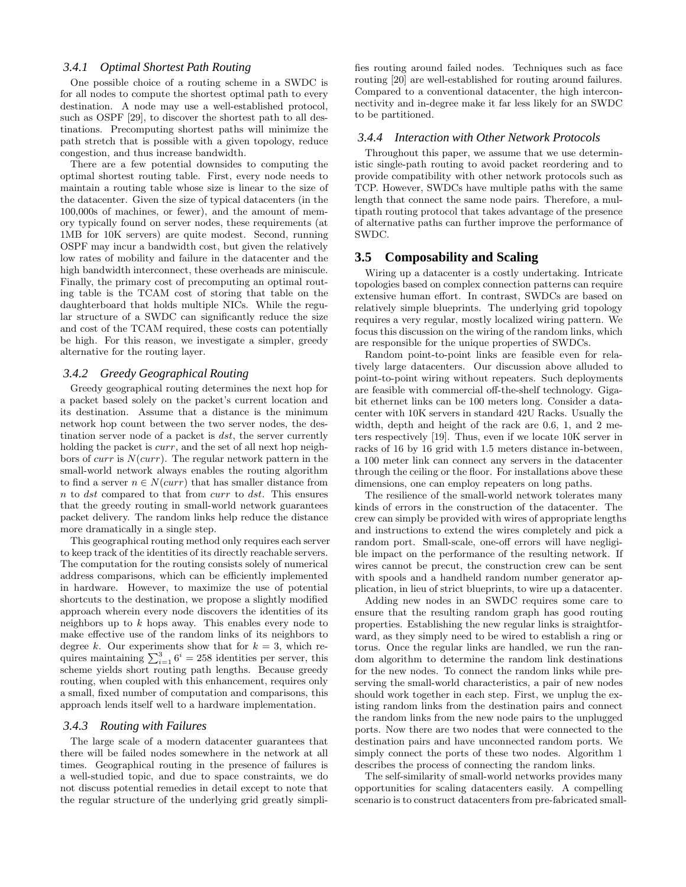#### 3.4.1 Optimal Shortest Path Routing

One possible choice of a routing scheme in a SWDC is for all nodes to compute the shortest optimal path to every destination. A node may use a well-established protocol, such as OSPF [29], to discover the shortest path to all destinations. Precomputing shortest paths will minimize the path stretch that is possible with a given topology, reduce congestion, and thus increase bandwidth.

There are a few potential downsides to computing the optimal shortest routing table. First, every node needs to maintain a routing table whose size is linear to the size of the datacenter. Given the size of typical datacenters (in the 100,000s of machines, or fewer), and the amount of memory typically found on server nodes, these requirements (at 1MB for 10K servers) are quite modest. Second, running OSPF may incur a bandwidth cost, but given the relatively low rates of mobility and failure in the datacenter and the high bandwidth interconnect, these overheads are miniscule. Finally, the primary cost of precomputing an optimal routing table is the TCAM cost of storing that table on the daughterboard that holds multiple NICs. While the regular structure of a SWDC can significantly reduce the size and cost of the TCAM required, these costs can potentially be high. For this reason, we investigate a simpler, greedy alternative for the routing layer.

#### 3.4.2 Greedy Geographical Routing

Greedy geographical routing determines the next hop for a packet based solely on the packet's current location and its destination. Assume that a distance is the minimum network hop count between the two server nodes, the destination server node of a packet is $dst$, the server currently holding the packet is $curr$, and the set of all next hop neighbors of $curr$ is $N(curr)$. The regular network pattern in the small-world network always enables the routing algorithm to find a server $n \in N(curr)$ that has smaller distance from $n$ to $dst$ compared to that from $curr$ to $dst$. This ensures that the greedy routing in small-world network guarantees packet delivery. The random links help reduce the distance more dramatically in a single step.

This geographical routing method only requires each server to keep track of the identities of its directly reachable servers. The computation for the routing consists solely of numerical address comparisons, which can be efficiently implemented in hardware. However, to maximize the use of potential shortcuts to the destination, we propose a slightly modified approach wherein every node discovers the identities of its neighbors up to $k$ hops away. This enables every node to make effective use of the random links of its neighbors to degree $k$. Our experiments show that for $k = 3$, which requires maintaining $\sum_{i=1}^{3} 6^i = 258$ identities per server, this scheme yields short routing path lengths. Because greedy routing, when coupled with this enhancement, requires only a small, fixed number of computation and comparisons, this approach lends itself well to a hardware implementation.

#### 3.4.3 Routing with Failures

The large scale of a modern datacenter guarantees that there will be failed nodes somewhere in the network at all times. Geographical routing in the presence of failures is a well-studied topic, and due to space constraints, we do not discuss potential remedies in detail except to note that the regular structure of the underlying grid greatly simplifies routing around failed nodes. Techniques such as face routing [20] are well-established for routing around failures. Compared to a conventional datacenter, the high interconnectivity and in-degree make it far less likely for an SWDC to be partitioned.

#### 3.4.4 Interaction with Other Network Protocols

Throughout this paper, we assume that we use deterministic single-path routing to avoid packet reordering and to provide compatibility with other network protocols such as TCP. However, SWDCs have multiple paths with the same length that connect the same node pairs. Therefore, a multipath routing protocol that takes advantage of the presence of alternative paths can further improve the performance of SWDC.

### 3.5 Composability and Scaling

Wiring up a datacenter is a costly undertaking. Intricate topologies based on complex connection patterns can require extensive human effort. In contrast, SWDCs are based on relatively simple blueprints. The underlying grid topology requires a very regular, mostly localized wiring pattern. We focus this discussion on the wiring of the random links, which are responsible for the unique properties of SWDCs.

Random point-to-point links are feasible even for relatively large datacenters. Our discussion above alluded to point-to-point wiring without repeaters. Such deployments are feasible with commercial off-the-shelf technology. Gigabit ethernet links can be 100 meters long. Consider a datacenter with 10K servers in standard 42U Racks. Usually the width, depth and height of the rack are 0.6, 1, and 2 meters respectively [19]. Thus, even if we locate 10K server in racks of 16 by 16 grid with 1.5 meters distance in-between, a 100 meter link can connect any servers in the datacenter through the ceiling or the floor. For installations above these dimensions, one can employ repeaters on long paths.

The resilience of the small-world network tolerates many kinds of errors in the construction of the datacenter. The crew can simply be provided with wires of appropriate lengths and instructions to extend the wires completely and pick a random port. Small-scale, one-off errors will have negligible impact on the performance of the resulting network. If wires cannot be precut, the construction crew can be sent with spools and a handheld random number generator application, in lieu of strict blueprints, to wire up a datacenter.

Adding new nodes in an SWDC requires some care to ensure that the resulting random graph has good routing properties. Establishing the new regular links is straightforward, as they simply need to be wired to establish a ring or torus. Once the regular links are handled, we run the random algorithm to determine the random link destinations for the new nodes. To connect the random links while preserving the small-world characteristics, a pair of new nodes should work together in each step. First, we unplug the existing random links from the destination pairs and connect the random links from the new node pairs to the unplugged ports. Now there are two nodes that were connected to the destination pairs and have unconnected random ports. We simply connect the ports of these two nodes. Algorithm 1 describes the process of connecting the random links.

The self-similarity of small-world networks provides many opportunities for scaling datacenters easily. A compelling scenario is to construct datacenters from pre-fabricated small-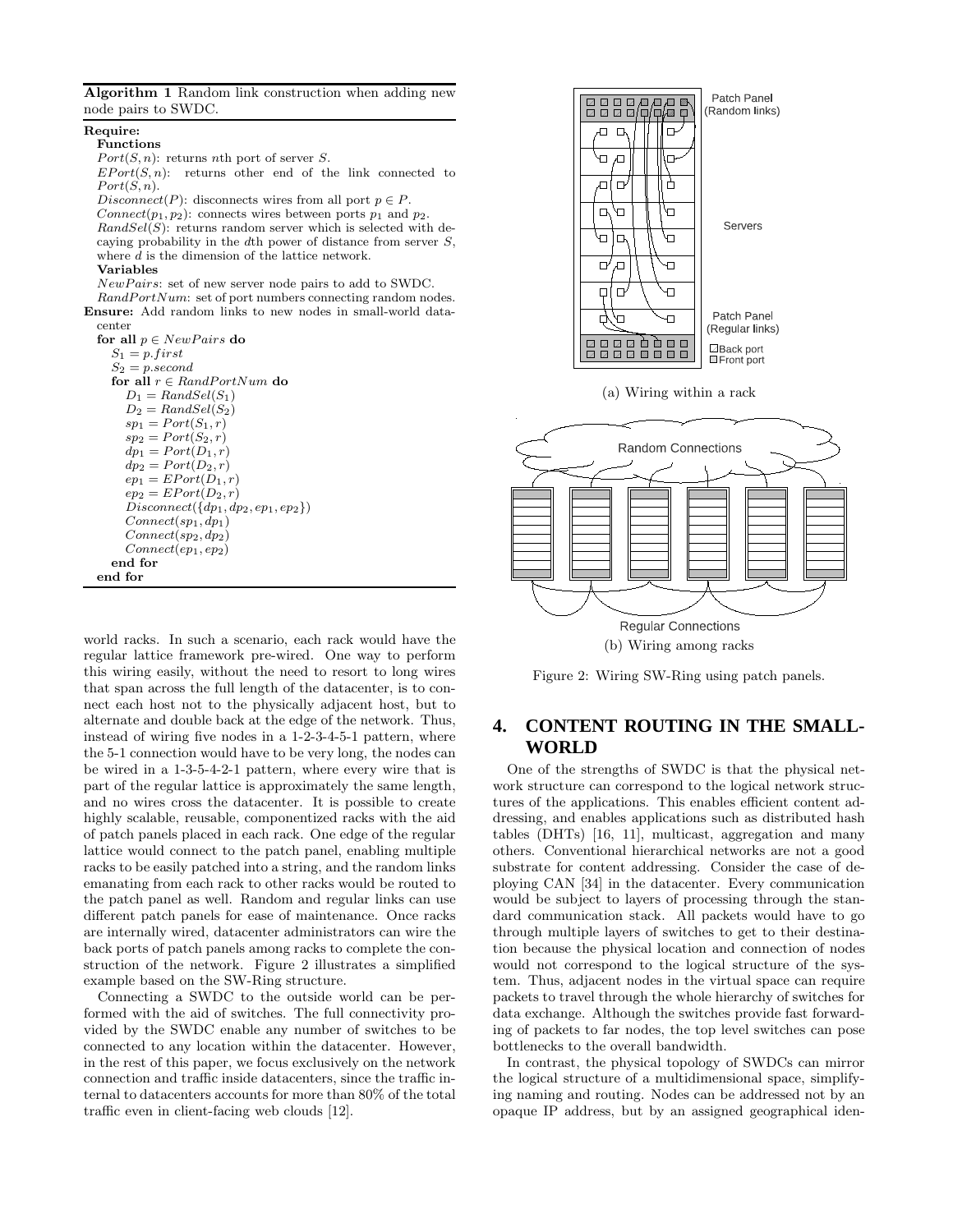**Algorithm 1** Random link construction when adding new node pairs to SWDC.

**Require:**

**Functions**

$Port(S, n)$: returns $n$th port of server $S$.

$EPort(S, n)$: returns other end of the link connected to $Port(S, n)$.

$Disconnect(P)$: disconnects wires from all port $p \in P$.

$Connect(p_1, p_2)$: connects wires between ports $p_1$ and $p_2$.

$RandSel(S)$: returns random server which is selected with decaying probability in the $d$th power of distance from server $S$, where $d$ is the dimension of the lattice network.

**Variables**

$NewPairs$: set of new server node pairs to add to SWDC.

$RandPortNum$: set of port numbers connecting random nodes.

**Ensure:** Add random links to new nodes in small-world datacenter

```
for all p ∈ NewPairs do
    S1 = p.first
    S2 = p.second
    for all r ∈ RandPortNum do
        D1 = RandSel(S1)
        D2 = RandSel(S2)
        sp1 = Port(S1, r)
        sp2 = Port(S2, r)
        dp1 = Port(D1, r)
        dp2 = Port(D2, r)
        ep1 = EPort(D1, r)
        ep2 = EPort(D2, r)
        Disconnect({dp1, dp2, ep1, ep2})
        Connect(sp1, dp1)
        Connect(sp2, dp2)
        Connect(ep1, ep2)
    end for
end for
```

world racks. In such a scenario, each rack would have the regular lattice framework pre-wired. One way to perform this wiring easily, without the need to resort to long wires that span across the full length of the datacenter, is to connect each host not to the physically adjacent host, but to alternate and double back at the edge of the network. Thus, instead of wiring five nodes in a 1-2-3-4-5-1 pattern, where the 5-1 connection would have to be very long, the nodes can be wired in a 1-3-5-4-2-1 pattern, where every wire that is part of the regular lattice is approximately the same length, and no wires cross the datacenter. It is possible to create highly scalable, reusable, componentized racks with the aid of patch panels placed in each rack. One edge of the regular lattice would connect to the patch panel, enabling multiple racks to be easily patched into a string, and the random links emanating from each rack to other racks would be routed to the patch panel as well. Random and regular links can use different patch panels for ease of maintenance. Once racks are internally wired, datacenter administrators can wire the back ports of patch panels among racks to complete the construction of the network. Figure 2 illustrates a simplified example based on the SW-Ring structure.

Connecting a SWDC to the outside world can be performed with the aid of switches. The full connectivity provided by the SWDC enable any number of switches to be connected to any location within the datacenter. However, in the rest of this paper, we focus exclusively on the network connection and traffic inside datacenters, since the traffic internal to datacenters accounts for more than 80% of the total traffic even in client-facing web clouds [12].

(a) Wiring within a rack

(b) Wiring among racks

Figure 2: Wiring SW-Ring using patch panels.

## 4. CONTENT ROUTING IN THE SMALL-WORLD

One of the strengths of SWDC is that the physical network structure can correspond to the logical network structures of the applications. This enables efficient content addressing, and enables applications such as distributed hash tables (DHTs) [16, 11], multicast, aggregation and many others. Conventional hierarchical networks are not a good substrate for content addressing. Consider the case of deploying CAN [34] in the datacenter. Every communication would be subject to layers of processing through the standard communication stack. All packets would have to go through multiple layers of switches to get to their destination because the physical location and connection of nodes would not correspond to the logical structure of the system. Thus, adjacent nodes in the virtual space can require packets to travel through the whole hierarchy of switches for data exchange. Although the switches provide fast forwarding of packets to far nodes, the top level switches can pose bottlenecks to the overall bandwidth.

In contrast, the physical topology of SWDCs can mirror the logical structure of a multidimensional space, simplifying naming and routing. Nodes can be addressed not by an opaque IP address, but by an assigned geographical iden-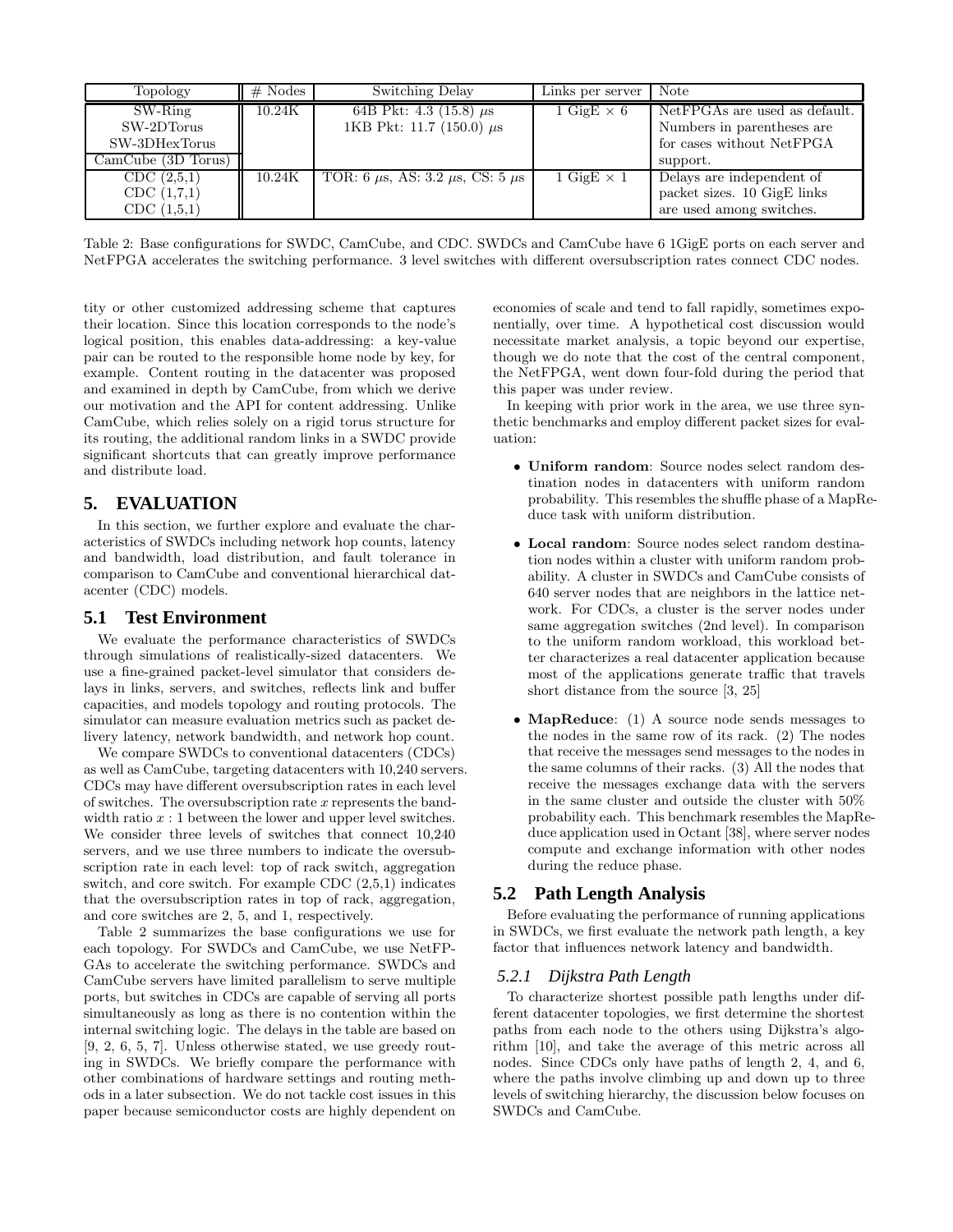| Topology | # Nodes | Switching Delay | Links per server | Note |
|---|---|---|---|---|
| SW-Ring<br>SW-2DTorus<br>SW-3DHexTorus<br>CamCube (3D Torus) | 10.24K | 64B Pkt: 4.3 (15.8) $\mu s$<br>1KB Pkt: 11.7 (150.0) $\mu s$ | 1 GigE × 6 | NetFPGAs are used as default. Numbers in parentheses are for cases without NetFPGA support. |
| CDC (2,5,1)<br>CDC (1,7,1)<br>CDC (1,5,1) | 10.24K | TOR: 6 $\mu s$, AS: 3.2 $\mu s$, CS: 5 $\mu s$ | 1 GigE × 1 | Delays are independent of packet sizes. 10 GigE links are used among switches. |

Table 2: Base configurations for SWDC, CamCube, and CDC. SWDCs and CamCube have 6 1GigE ports on each server and NetFPGA accelerates the switching performance. 3 level switches with different oversubscription rates connect CDC nodes.

tity or other customized addressing scheme that captures their location. Since this location corresponds to the node's logical position, this enables data-addressing: a key-value pair can be routed to the responsible home node by key, for example. Content routing in the datacenter was proposed and examined in depth by CamCube, from which we derive our motivation and the API for content addressing. Unlike CamCube, which relies solely on a rigid torus structure for its routing, the additional random links in a SWDC provide significant shortcuts that can greatly improve performance and distribute load.

## 5. EVALUATION

In this section, we further explore and evaluate the characteristics of SWDCs including network hop counts, latency and bandwidth, load distribution, and fault tolerance in comparison to CamCube and conventional hierarchical datacenter (CDC) models.

### 5.1 Test Environment

We evaluate the performance characteristics of SWDCs through simulations of realistically-sized datacenters. We use a fine-grained packet-level simulator that considers delays in links, servers, and switches, reflects link and buffer capacities, and models topology and routing protocols. The simulator can measure evaluation metrics such as packet delivery latency, network bandwidth, and network hop count.

We compare SWDCs to conventional datacenters (CDCs) as well as CamCube, targeting datacenters with 10,240 servers. CDCs may have different oversubscription rates in each level of switches. The oversubscription rate $x$ represents the bandwidth ratio $x : 1$ between the lower and upper level switches. We consider three levels of switches that connect 10,240 servers, and we use three numbers to indicate the oversubscription rate in each level: top of rack switch, aggregation switch, and core switch. For example CDC (2,5,1) indicates that the oversubscription rates in top of rack, aggregation, and core switches are 2, 5, and 1, respectively.

Table 2 summarizes the base configurations we use for each topology. For SWDCs and CamCube, we use NetFPGAs to accelerate the switching performance. SWDCs and CamCube servers have limited parallelism to serve multiple ports, but switches in CDCs are capable of serving all ports simultaneously as long as there is no contention within the internal switching logic. The delays in the table are based on [9, 2, 6, 5, 7]. Unless otherwise stated, we use greedy routing in SWDCs. We briefly compare the performance with other combinations of hardware settings and routing methods in a later subsection. We do not tackle cost issues in this paper because semiconductor costs are highly dependent on economies of scale and tend to fall rapidly, sometimes exponentially, over time. A hypothetical cost discussion would necessitate market analysis, a topic beyond our expertise, though we do note that the cost of the central component, the NetFPGA, went down four-fold during the period that this paper was under review.

In keeping with prior work in the area, we use three synthetic benchmarks and employ different packet sizes for evaluation:

- **Uniform random**: Source nodes select random destination nodes in datacenters with uniform random probability. This resembles the shuffle phase of a MapReduce task with uniform distribution.
- **Local random**: Source nodes select random destination nodes within a cluster with uniform random probability. A cluster in SWDCs and CamCube consists of 640 server nodes that are neighbors in the lattice network. For CDCs, a cluster is the server nodes under same aggregation switches (2nd level). In comparison to the uniform random workload, this workload better characterizes a real datacenter application because most of the applications generate traffic that travels short distance from the source [3, 25]
- **MapReduce**: (1) A source node sends messages to the nodes in the same row of its rack. (2) The nodes that receive the messages send messages to the nodes in the same columns of their racks. (3) All the nodes that receive the messages exchange data with the servers in the same cluster and outside the cluster with 50% probability each. This benchmark resembles the MapReduce application used in Octant [38], where server nodes compute and exchange information with other nodes during the reduce phase.

### 5.2 Path Length Analysis

Before evaluating the performance of running applications in SWDCs, we first evaluate the network path length, a key factor that influences network latency and bandwidth.

#### 5.2.1 Dijkstra Path Length

To characterize shortest possible path lengths under different datacenter topologies, we first determine the shortest paths from each node to the others using Dijkstra's algorithm [10], and take the average of this metric across all nodes. Since CDCs only have paths of length 2, 4, and 6, where the paths involve climbing up and down up to three levels of switching hierarchy, the discussion below focuses on SWDCs and CamCube.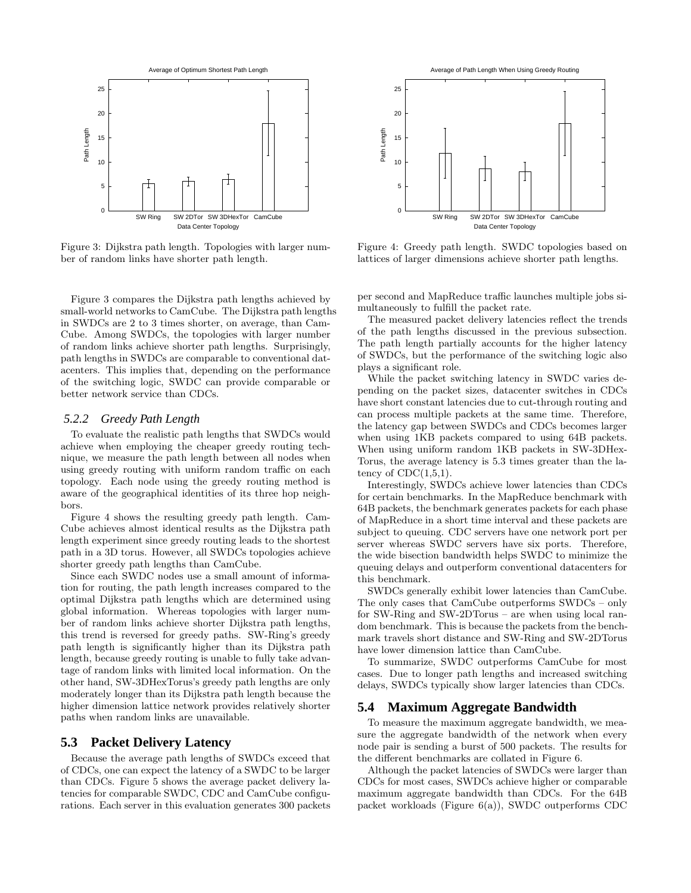Figure 3: Dijkstra path length. Topologies with larger number of random links have shorter path length.

Figure 4: Greedy path length. SWDC topologies based on lattices of larger dimensions achieve shorter path lengths.

Figure 3 compares the Dijkstra path lengths achieved by small-world networks to CamCube. The Dijkstra path lengths in SWDCs are 2 to 3 times shorter, on average, than CamCube. Among SWDCs, the topologies with larger number of random links achieve shorter path lengths. Surprisingly, path lengths in SWDCs are comparable to conventional datacenters. This implies that, depending on the performance of the switching logic, SWDC can provide comparable or better network service than CDCs.

### 5.2.2 Greedy Path Length

To evaluate the realistic path lengths that SWDCs would achieve when employing the cheaper greedy routing technique, we measure the path length between all nodes when using greedy routing with uniform random traffic on each topology. Each node using the greedy routing method is aware of the geographical identities of its three hop neighbors.

Figure 4 shows the resulting greedy path length. CamCube achieves almost identical results as the Dijkstra path length experiment since greedy routing leads to the shortest path in a 3D torus. However, all SWDCs topologies achieve shorter greedy path lengths than CamCube.

Since each SWDC nodes use a small amount of information for routing, the path length increases compared to the optimal Dijkstra path lengths which are determined using global information. Whereas topologies with larger number of random links achieve shorter Dijkstra path lengths, this trend is reversed for greedy paths. SW-Ring's greedy path length is significantly higher than its Dijkstra path length, because greedy routing is unable to fully take advantage of random links with limited local information. On the other hand, SW-3DHexTorus's greedy path lengths are only moderately longer than its Dijkstra path length because the higher dimension lattice network provides relatively shorter paths when random links are unavailable.

## 5.3 Packet Delivery Latency

Because the average path lengths of SWDCs exceed that of CDCs, one can expect the latency of a SWDC to be larger than CDCs. Figure 5 shows the average packet delivery latencies for comparable SWDC, CDC and CamCube configurations. Each server in this evaluation generates 300 packets per second and MapReduce traffic launches multiple jobs simultaneously to fulfill the packet rate.

The measured packet delivery latencies reflect the trends of the path lengths discussed in the previous subsection. The path length partially accounts for the higher latency of SWDCs, but the performance of the switching logic also plays a significant role.

While the packet switching latency in SWDC varies depending on the packet sizes, datacenter switches in CDCs have short constant latencies due to cut-through routing and can process multiple packets at the same time. Therefore, the latency gap between SWDCs and CDCs becomes larger when using 1KB packets compared to using 64B packets. When using uniform random 1KB packets in SW-3DHexTorus, the average latency is 5.3 times greater than the latency of CDC(1,5,1).

Interestingly, SWDCs achieve lower latencies than CDCs for certain benchmarks. In the MapReduce benchmark with 64B packets, the benchmark generates packets for each phase of MapReduce in a short time interval and these packets are subject to queuing. CDC servers have one network port per server whereas SWDC servers have six ports. Therefore, the wide bisection bandwidth helps SWDC to minimize the queuing delays and outperform conventional datacenters for this benchmark.

SWDCs generally exhibit lower latencies than CamCube. The only cases that CamCube outperforms SWDCs – only for SW-Ring and SW-2DTorus – are when using local random benchmark. This is because the packets from the benchmark travels short distance and SW-Ring and SW-2DTorus have lower dimension lattice than CamCube.

To summarize, SWDC outperforms CamCube for most cases. Due to longer path lengths and increased switching delays, SWDCs typically show larger latencies than CDCs.

## 5.4 Maximum Aggregate Bandwidth

To measure the maximum aggregate bandwidth, we measure the aggregate bandwidth of the network when every node pair is sending a burst of 500 packets. The results for the different benchmarks are collated in Figure 6.

Although the packet latencies of SWDCs were larger than CDCs for most cases, SWDCs achieve higher or comparable maximum aggregate bandwidth than CDCs. For the 64B packet workloads (Figure 6(a)), SWDC outperforms CDC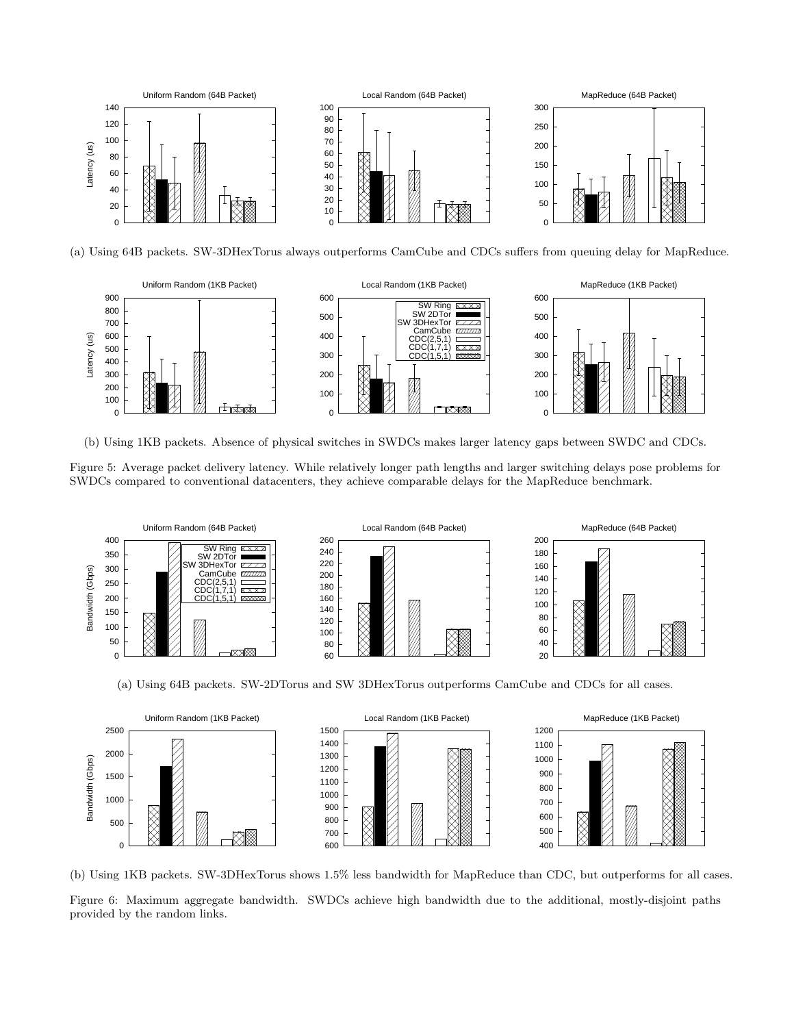(a) Using 64B packets. SW-3DHexTorus always outperforms CamCube and CDCs suffers from queuing delay for MapReduce.

(b) Using 1KB packets. Absence of physical switches in SWDCs makes larger latency gaps between SWDC and CDCs.

Figure 5: Average packet delivery latency. While relatively longer path lengths and larger switching delays pose problems for SWDCs compared to conventional datacenters, they achieve comparable delays for the MapReduce benchmark.

(a) Using 64B packets. SW-2DTorus and SW 3DHexTorus outperforms CamCube and CDCs for all cases.

(b) Using 1KB packets. SW-3DHexTorus shows 1.5% less bandwidth for MapReduce than CDC, but outperforms for all cases.

Figure 6: Maximum aggregate bandwidth. SWDCs achieve high bandwidth due to the additional, mostly-disjoint paths provided by the random links.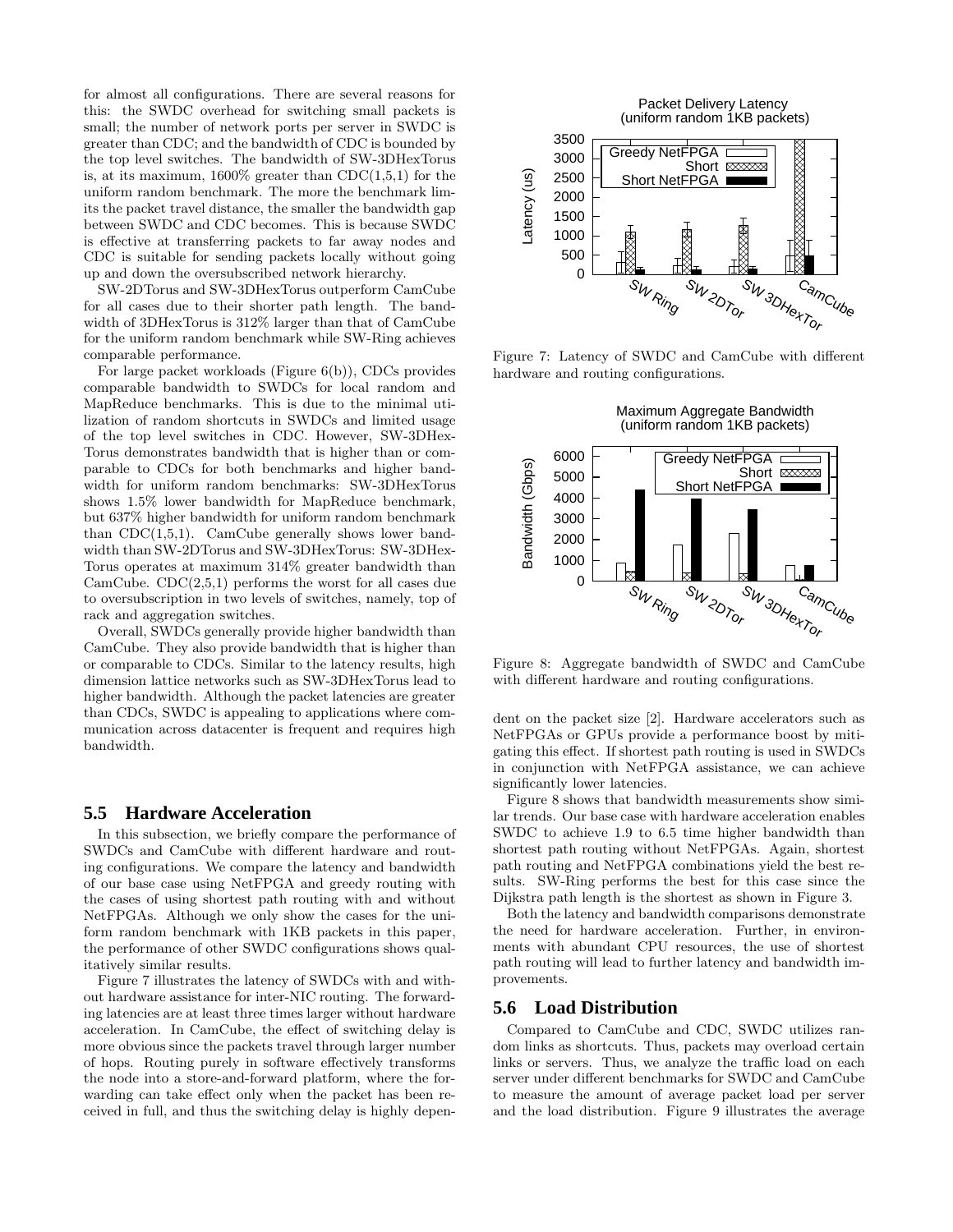for almost all configurations. There are several reasons for this: the SWDC overhead for switching small packets is small; the number of network ports per server in SWDC is greater than CDC; and the bandwidth of CDC is bounded by the top level switches. The bandwidth of SW-3DHexTorus is, at its maximum, 1600% greater than CDC(1,5,1) for the uniform random benchmark. The more the benchmark limits the packet travel distance, the smaller the bandwidth gap between SWDC and CDC becomes. This is because SWDC is effective at transferring packets to far away nodes and CDC is suitable for sending packets locally without going up and down the oversubscribed network hierarchy.

SW-2DTorus and SW-3DHexTorus outperform CamCube for all cases due to their shorter path length. The bandwidth of 3DHexTorus is 312% larger than that of CamCube for the uniform random benchmark while SW-Ring achieves comparable performance.

For large packet workloads (Figure 6(b)), CDCs provides comparable bandwidth to SWDCs for local random and MapReduce benchmarks. This is due to the minimal utilization of random shortcuts in SWDCs and limited usage of the top level switches in CDC. However, SW-3DHexTorus demonstrates bandwidth that is higher than or comparable to CDCs for both benchmarks and higher bandwidth for uniform random benchmarks: SW-3DHexTorus shows 1.5% lower bandwidth for MapReduce benchmark, but 637% higher bandwidth for uniform random benchmark than CDC(1,5,1). CamCube generally shows lower bandwidth than SW-2DTorus and SW-3DHexTorus: SW-3DHexTorus operates at maximum 314% greater bandwidth than CamCube. CDC(2,5,1) performs the worst for all cases due to oversubscription in two levels of switches, namely, top of rack and aggregation switches.

Overall, SWDCs generally provide higher bandwidth than CamCube. They also provide bandwidth that is higher than or comparable to CDCs. Similar to the latency results, high dimension lattice networks such as SW-3DHexTorus lead to higher bandwidth. Although the packet latencies are greater than CDCs, SWDC is appealing to applications where communication across datacenter is frequent and requires high bandwidth.

## 5.5 Hardware Acceleration

In this subsection, we briefly compare the performance of SWDCs and CamCube with different hardware and routing configurations. We compare the latency and bandwidth of our base case using NetFPGA and greedy routing with the cases of using shortest path routing with and without NetFPGAs. Although we only show the cases for the uniform random benchmark with 1KB packets in this paper, the performance of other SWDC configurations shows qualitatively similar results.

Figure 7 illustrates the latency of SWDCs with and without hardware assistance for inter-NIC routing. The forwarding latencies are at least three times larger without hardware acceleration. In CamCube, the effect of switching delay is more obvious since the packets travel through larger number of hops. Routing purely in software effectively transforms the node into a store-and-forward platform, where the forwarding can take effect only when the packet has been received in full, and thus the switching delay is highly dependent on the packet size [2]. Hardware accelerators such as NetFPGAs or GPUs provide a performance boost by mitigating this effect. If shortest path routing is used in SWDCs in conjunction with NetFPGA assistance, we can achieve significantly lower latencies.

Figure 7: Latency of SWDC and CamCube with different hardware and routing configurations.

Figure 8: Aggregate bandwidth of SWDC and CamCube with different hardware and routing configurations.

Figure 8 shows that bandwidth measurements show similar trends. Our base case with hardware acceleration enables SWDC to achieve 1.9 to 6.5 time higher bandwidth than shortest path routing without NetFPGAs. Again, shortest path routing and NetFPGA combinations yield the best results. SW-Ring performs the best for this case since the Dijkstra path length is the shortest as shown in Figure 3.

Both the latency and bandwidth comparisons demonstrate the need for hardware acceleration. Further, in environments with abundant CPU resources, the use of shortest path routing will lead to further latency and bandwidth improvements.

## 5.6 Load Distribution

Compared to CamCube and CDC, SWDC utilizes random links as shortcuts. Thus, packets may overload certain links or servers. Thus, we analyze the traffic load on each server under different benchmarks for SWDC and CamCube to measure the amount of average packet load per server and the load distribution. Figure 9 illustrates the average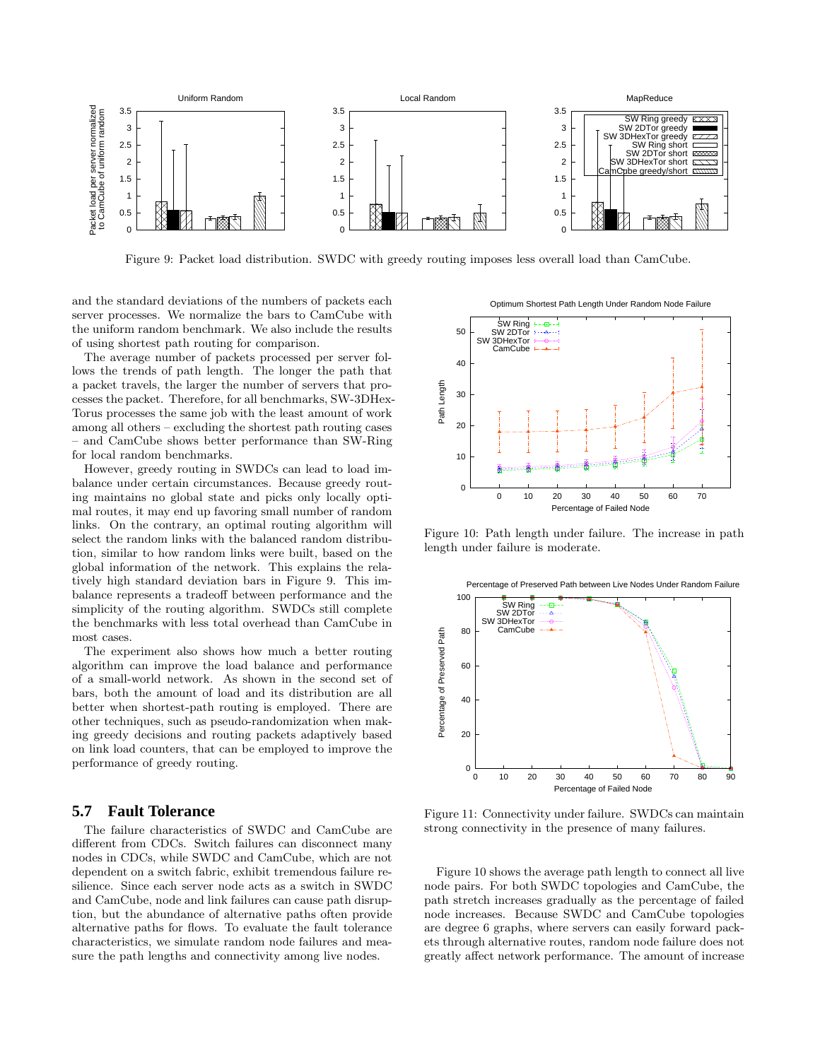Uniform Random

Local Random

MapReduce

Packet load per server normalized to CamCube of uniform random

3.5
3
2.5
2
1.5
1
0.5
0

SW Ring greedy
SW 2DTor greedy
SW 3DHexTor greedy
SW Ring short
SW 2DTor short
SW 3DHexTor short
CamCube greedy/short

Figure 9: Packet load distribution. SWDC with greedy routing imposes less overall load than CamCube.

and the standard deviations of the numbers of packets each server processes. We normalize the bars to CamCube with the uniform random benchmark. We also include the results of using shortest path routing for comparison.

The average number of packets processed per server follows the trends of path length. The longer the path that a packet travels, the larger the number of servers that processes the packet. Therefore, for all benchmarks, SW-3DHex-Torus processes the same job with the least amount of work among all others – excluding the shortest path routing cases – and CamCube shows better performance than SW-Ring for local random benchmarks.

However, greedy routing in SWDCs can lead to load imbalance under certain circumstances. Because greedy routing maintains no global state and picks only locally optimal routes, it may end up favoring small number of random links. On the contrary, an optimal routing algorithm will select the random links with the balanced random distribution, similar to how random links were built, based on the global information of the network. This explains the relatively high standard deviation bars in Figure 9. This imbalance represents a tradeoff between performance and the simplicity of the routing algorithm. SWDCs still complete the benchmarks with less total overhead than CamCube in most cases.

The experiment also shows how much a better routing algorithm can improve the load balance and performance of a small-world network. As shown in the second set of bars, both the amount of load and its distribution are all better when shortest-path routing is employed. There are other techniques, such as pseudo-randomization when making greedy decisions and routing packets adaptively based on link load counters, that can be employed to improve the performance of greedy routing.

## 5.7 Fault Tolerance

The failure characteristics of SWDC and CamCube are different from CDCs. Switch failures can disconnect many nodes in CDCs, while SWDC and CamCube, which are not dependent on a switch fabric, exhibit tremendous failure resilience. Since each server node acts as a switch in SWDC and CamCube, node and link failures can cause path disruption, but the abundance of alternative paths often provide alternative paths for flows. To evaluate the fault tolerance characteristics, we simulate random node failures and measure the path lengths and connectivity among live nodes.

Optimum Shortest Path Length Under Random Node Failure

SW Ring
SW 2DTor
SW 3DHexTor
CamCube

Path Length

50
40
30
20
10
0

0 10 20 30 40 50 60 70

Percentage of Failed Node

Figure 10: Path length under failure. The increase in path length under failure is moderate.

Percentage of Preserved Path between Live Nodes Under Random Failure

SW Ring
SW 2DTor
SW 3DHexTor
CamCube

Percentage of Preserved Path

100
80
60
40
20
0

0 10 20 30 40 50 60 70 80 90

Percentage of Failed Node

Figure 11: Connectivity under failure. SWDCs can maintain strong connectivity in the presence of many failures.

Figure 10 shows the average path length to connect all live node pairs. For both SWDC topologies and CamCube, the path stretch increases gradually as the percentage of failed node increases. Because SWDC and CamCube topologies are degree 6 graphs, where servers can easily forward packets through alternative routes, random node failure does not greatly affect network performance. The amount of increase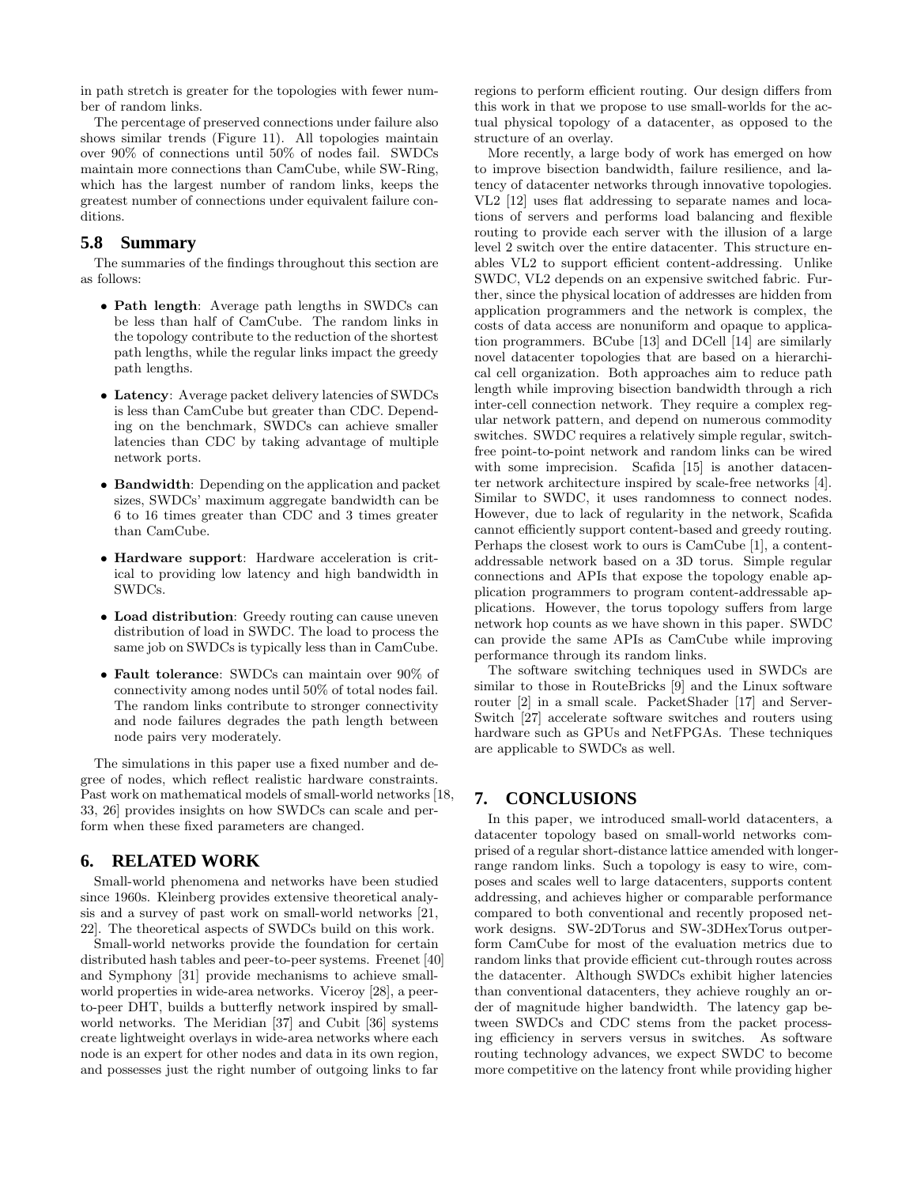in path stretch is greater for the topologies with fewer number of random links.

The percentage of preserved connections under failure also shows similar trends (Figure 11). All topologies maintain over 90% of connections until 50% of nodes fail. SWDCs maintain more connections than CamCube, while SW-Ring, which has the largest number of random links, keeps the greatest number of connections under equivalent failure conditions.

## 5.8 Summary

The summaries of the findings throughout this section are as follows:

- **Path length**: Average path lengths in SWDCs can be less than half of CamCube. The random links in the topology contribute to the reduction of the shortest path lengths, while the regular links impact the greedy path lengths.
- **Latency**: Average packet delivery latencies of SWDCs is less than CamCube but greater than CDC. Depending on the benchmark, SWDCs can achieve smaller latencies than CDC by taking advantage of multiple network ports.
- **Bandwidth**: Depending on the application and packet sizes, SWDCs' maximum aggregate bandwidth can be 6 to 16 times greater than CDC and 3 times greater than CamCube.
- **Hardware support**: Hardware acceleration is critical to providing low latency and high bandwidth in SWDCs.
- **Load distribution**: Greedy routing can cause uneven distribution of load in SWDC. The load to process the same job on SWDCs is typically less than in CamCube.
- **Fault tolerance**: SWDCs can maintain over 90% of connectivity among nodes until 50% of total nodes fail. The random links contribute to stronger connectivity and node failures degrades the path length between node pairs very moderately.

The simulations in this paper use a fixed number and degree of nodes, which reflect realistic hardware constraints. Past work on mathematical models of small-world networks [18, 33, 26] provides insights on how SWDCs can scale and perform when these fixed parameters are changed.

# 6. RELATED WORK

Small-world phenomena and networks have been studied since 1960s. Kleinberg provides extensive theoretical analysis and a survey of past work on small-world networks [21, 22]. The theoretical aspects of SWDCs build on this work.

Small-world networks provide the foundation for certain distributed hash tables and peer-to-peer systems. Freenet [40] and Symphony [31] provide mechanisms to achieve small-world properties in wide-area networks. Viceroy [28], a peer-to-peer DHT, builds a butterfly network inspired by small-world networks. The Meridian [37] and Cubit [36] systems create lightweight overlays in wide-area networks where each node is an expert for other nodes and data in its own region, and possesses just the right number of outgoing links to far regions to perform efficient routing. Our design differs from this work in that we propose to use small-worlds for the actual physical topology of a datacenter, as opposed to the structure of an overlay.

More recently, a large body of work has emerged on how to improve bisection bandwidth, failure resilience, and latency of datacenter networks through innovative topologies. VL2 [12] uses flat addressing to separate names and locations of servers and performs load balancing and flexible routing to provide each server with the illusion of a large level 2 switch over the entire datacenter. This structure enables VL2 to support efficient content-addressing. Unlike SWDC, VL2 depends on an expensive switched fabric. Further, since the physical location of addresses are hidden from application programmers and the network is complex, the costs of data access are nonuniform and opaque to application programmers. BCube [13] and DCell [14] are similarly novel datacenter topologies that are based on a hierarchical cell organization. Both approaches aim to reduce path length while improving bisection bandwidth through a rich inter-cell connection network. They require a complex regular network pattern, and depend on numerous commodity switches. SWDC requires a relatively simple regular, switch-free point-to-point network and random links can be wired with some imprecision. Scafida [15] is another datacenter network architecture inspired by scale-free networks [4]. Similar to SWDC, it uses randomness to connect nodes. However, due to lack of regularity in the network, Scafida cannot efficiently support content-based and greedy routing. Perhaps the closest work to ours is CamCube [1], a content-addressable network based on a 3D torus. Simple regular connections and APIs that expose the topology enable application programmers to program content-addressable applications. However, the torus topology suffers from large network hop counts as we have shown in this paper. SWDC can provide the same APIs as CamCube while improving performance through its random links.

The software switching techniques used in SWDCs are similar to those in RouteBricks [9] and the Linux software router [2] in a small scale. PacketShader [17] and ServerSwitch [27] accelerate software switches and routers using hardware such as GPUs and NetFPGAs. These techniques are applicable to SWDCs as well.

# 7. CONCLUSIONS

In this paper, we introduced small-world datacenters, a datacenter topology based on small-world networks comprised of a regular short-distance lattice amended with longer-range random links. Such a topology is easy to wire, composes and scales well to large datacenters, supports content addressing, and achieves higher or comparable performance compared to both conventional and recently proposed network designs. SW-2DTorus and SW-3DHexTorus outperform CamCube for most of the evaluation metrics due to random links that provide efficient cut-through routes across the datacenter. Although SWDCs exhibit higher latencies than conventional datacenters, they achieve roughly an order of magnitude higher bandwidth. The latency gap between SWDCs and CDC stems from the packet processing efficiency in servers versus in switches. As software routing technology advances, we expect SWDC to become more competitive on the latency front while providing higher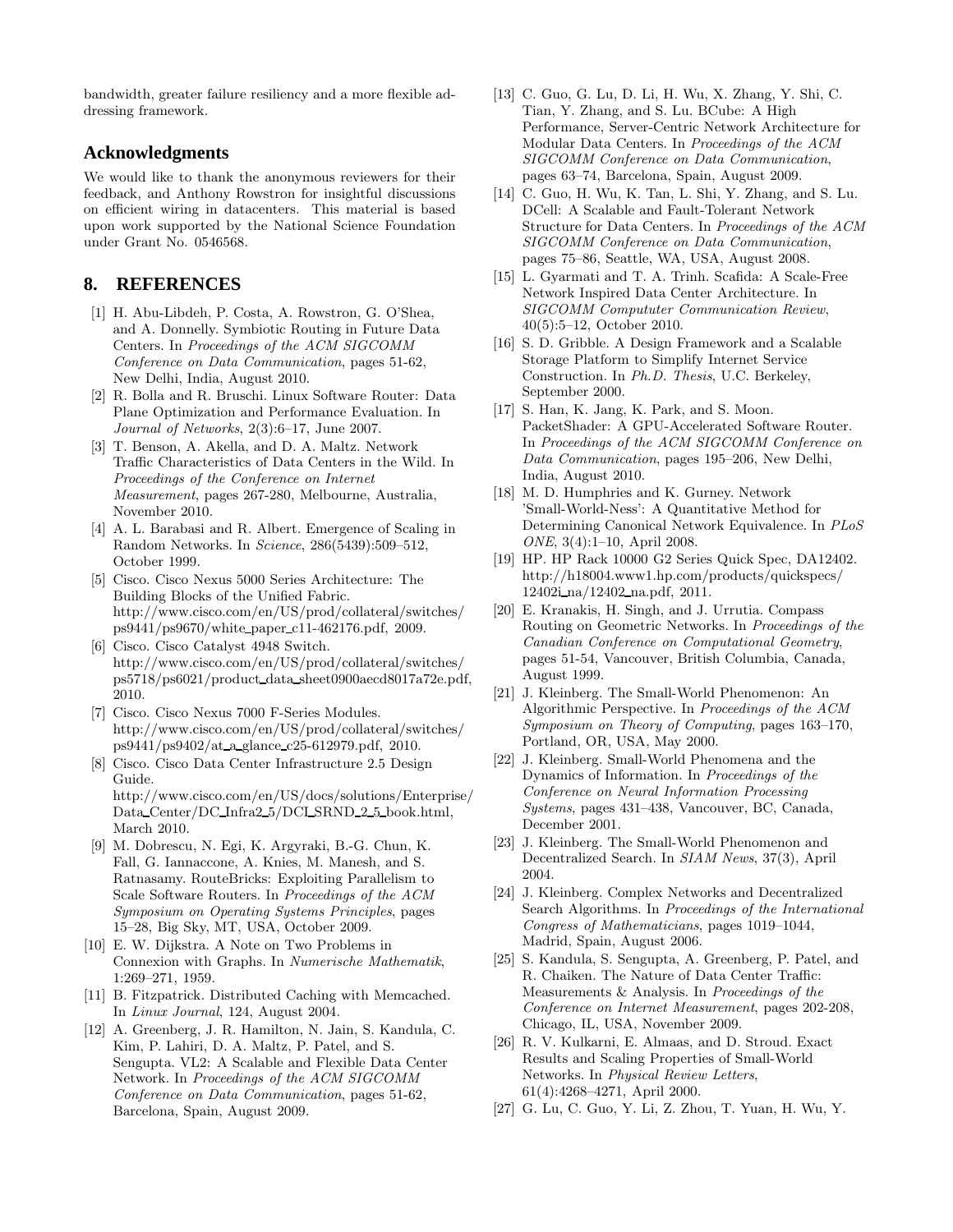bandwidth, greater failure resiliency and a more flexible addressing framework.

## Acknowledgments

We would like to thank the anonymous reviewers for their feedback, and Anthony Rowstron for insightful discussions on efficient wiring in datacenters. This material is based upon work supported by the National Science Foundation under Grant No. 0546568.

## 8. REFERENCES

[1] H. Abu-Libdeh, P. Costa, A. Rowstron, G. O'Shea, and A. Donnelly. Symbiotic Routing in Future Data Centers. In *Proceedings of the ACM SIGCOMM Conference on Data Communication*, pages 51-62, New Delhi, India, August 2010.

[2] R. Bolla and R. Bruschi. Linux Software Router: Data Plane Optimization and Performance Evaluation. In *Journal of Networks*, 2(3):6–17, June 2007.

[3] T. Benson, A. Akella, and D. A. Maltz. Network Traffic Characteristics of Data Centers in the Wild. In *Proceedings of the Conference on Internet Measurement*, pages 267-280, Melbourne, Australia, November 2010.

[4] A. L. Barabasi and R. Albert. Emergence of Scaling in Random Networks. In *Science*, 286(5439):509–512, October 1999.

[5] Cisco. Cisco Nexus 5000 Series Architecture: The Building Blocks of the Unified Fabric. http://www.cisco.com/en/US/prod/collateral/switches/ps9441/ps9670/white_paper_c11-462176.pdf, 2009.

[6] Cisco. Cisco Catalyst 4948 Switch. http://www.cisco.com/en/US/prod/collateral/switches/ps5718/ps6021/product_data_sheet0900aecd8017a72e.pdf, 2010.

[7] Cisco. Cisco Nexus 7000 F-Series Modules. http://www.cisco.com/en/US/prod/collateral/switches/ps9441/ps9402/at_a_glance_c25-612979.pdf, 2010.

[8] Cisco. Cisco Data Center Infrastructure 2.5 Design Guide. http://www.cisco.com/en/US/docs/solutions/Enterprise/Data_Center/DC_Infra2_5/DCI_SRND_2_5_book.html, March 2010.

[9] M. Dobrescu, N. Egi, K. Argyraki, B.-G. Chun, K. Fall, G. Iannaccone, A. Knies, M. Manesh, and S. Ratnasamy. RouteBricks: Exploiting Parallelism to Scale Software Routers. In *Proceedings of the ACM Symposium on Operating Systems Principles*, pages 15–28, Big Sky, MT, USA, October 2009.

[10] E. W. Dijkstra. A Note on Two Problems in Connexion with Graphs. In *Numerische Mathematik*, 1:269–271, 1959.

[11] B. Fitzpatrick. Distributed Caching with Memcached. In *Linux Journal*, 124, August 2004.

[12] A. Greenberg, J. R. Hamilton, N. Jain, S. Kandula, C. Kim, P. Lahiri, D. A. Maltz, P. Patel, and S. Sengupta. VL2: A Scalable and Flexible Data Center Network. In *Proceedings of the ACM SIGCOMM Conference on Data Communication*, pages 51-62, Barcelona, Spain, August 2009.

[13] C. Guo, G. Lu, D. Li, H. Wu, X. Zhang, Y. Shi, C. Tian, Y. Zhang, and S. Lu. BCube: A High Performance, Server-Centric Network Architecture for Modular Data Centers. In *Proceedings of the ACM SIGCOMM Conference on Data Communication*, pages 63–74, Barcelona, Spain, August 2009.

[14] C. Guo, H. Wu, K. Tan, L. Shi, Y. Zhang, and S. Lu. DCell: A Scalable and Fault-Tolerant Network Structure for Data Centers. In *Proceedings of the ACM SIGCOMM Conference on Data Communication*, pages 75–86, Seattle, WA, USA, August 2008.

[15] L. Gyarmati and T. A. Trinh. Scafida: A Scale-Free Network Inspired Data Center Architecture. In *SIGCOMM Compututer Communication Review*, 40(5):5–12, October 2010.

[16] S. D. Gribble. A Design Framework and a Scalable Storage Platform to Simplify Internet Service Construction. In *Ph.D. Thesis*, U.C. Berkeley, September 2000.

[17] S. Han, K. Jang, K. Park, and S. Moon. PacketShader: A GPU-Accelerated Software Router. In *Proceedings of the ACM SIGCOMM Conference on Data Communication*, pages 195–206, New Delhi, India, August 2010.

[18] M. D. Humphries and K. Gurney. Network 'Small-World-Ness': A Quantitative Method for Determining Canonical Network Equivalence. In *PLoS ONE*, 3(4):1–10, April 2008.

[19] HP. HP Rack 10000 G2 Series Quick Spec, DA12402. http://h18004.www1.hp.com/products/quickspecs/12402i_na/12402_na.pdf, 2011.

[20] E. Kranakis, H. Singh, and J. Urrutia. Compass Routing on Geometric Networks. In *Proceedings of the Canadian Conference on Computational Geometry*, pages 51-54, Vancouver, British Columbia, Canada, August 1999.

[21] J. Kleinberg. The Small-World Phenomenon: An Algorithmic Perspective. In *Proceedings of the ACM Symposium on Theory of Computing*, pages 163–170, Portland, OR, USA, May 2000.

[22] J. Kleinberg. Small-World Phenomena and the Dynamics of Information. In *Proceedings of the Conference on Neural Information Processing Systems*, pages 431–438, Vancouver, BC, Canada, December 2001.

[23] J. Kleinberg. The Small-World Phenomenon and Decentralized Search. In *SIAM News*, 37(3), April 2004.

[24] J. Kleinberg. Complex Networks and Decentralized Search Algorithms. In *Proceedings of the International Congress of Mathematicians*, pages 1019–1044, Madrid, Spain, August 2006.

[25] S. Kandula, S. Sengupta, A. Greenberg, P. Patel, and R. Chaiken. The Nature of Data Center Traffic: Measurements & Analysis. In *Proceedings of the Conference on Internet Measurement*, pages 202-208, Chicago, IL, USA, November 2009.

[26] R. V. Kulkarni, E. Almaas, and D. Stroud. Exact Results and Scaling Properties of Small-World Networks. In *Physical Review Letters*, 61(4):4268–4271, April 2000.

[27] G. Lu, C. Guo, Y. Li, Z. Zhou, T. Yuan, H. Wu, Y.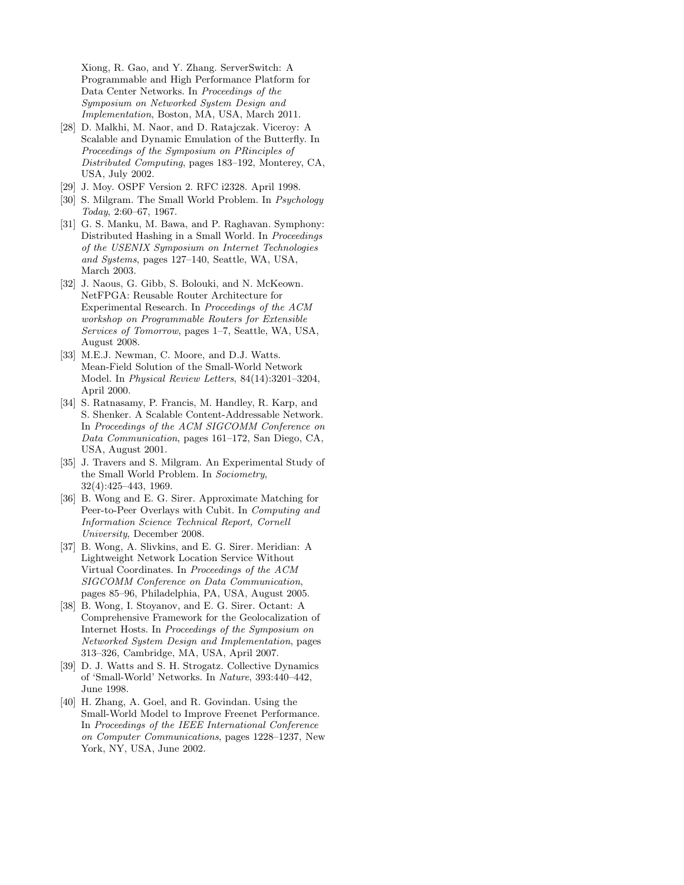Xiong, R. Gao, and Y. Zhang. ServerSwitch: A Programmable and High Performance Platform for Data Center Networks. In *Proceedings of the Symposium on Networked System Design and Implementation*, Boston, MA, USA, March 2011.

[28] D. Malkhi, M. Naor, and D. Ratajczak. Viceroy: A Scalable and Dynamic Emulation of the Butterfly. In *Proceedings of the Symposium on PRinciples of Distributed Computing*, pages 183–192, Monterey, CA, USA, July 2002.

[29] J. Moy. OSPF Version 2. RFC i2328. April 1998.

[30] S. Milgram. The Small World Problem. In *Psychology Today*, 2:60–67, 1967.

[31] G. S. Manku, M. Bawa, and P. Raghavan. Symphony: Distributed Hashing in a Small World. In *Proceedings of the USENIX Symposium on Internet Technologies and Systems*, pages 127–140, Seattle, WA, USA, March 2003.

[32] J. Naous, G. Gibb, S. Bolouki, and N. McKeown. NetFPGA: Reusable Router Architecture for Experimental Research. In *Proceedings of the ACM workshop on Programmable Routers for Extensible Services of Tomorrow*, pages 1–7, Seattle, WA, USA, August 2008.

[33] M.E.J. Newman, C. Moore, and D.J. Watts. Mean-Field Solution of the Small-World Network Model. In *Physical Review Letters*, 84(14):3201–3204, April 2000.

[34] S. Ratnasamy, P. Francis, M. Handley, R. Karp, and S. Shenker. A Scalable Content-Addressable Network. In *Proceedings of the ACM SIGCOMM Conference on Data Communication*, pages 161–172, San Diego, CA, USA, August 2001.

[35] J. Travers and S. Milgram. An Experimental Study of the Small World Problem. In *Sociometry*, 32(4):425–443, 1969.

[36] B. Wong and E. G. Sirer. Approximate Matching for Peer-to-Peer Overlays with Cubit. In *Computing and Information Science Technical Report, Cornell University*, December 2008.

[37] B. Wong, A. Slivkins, and E. G. Sirer. Meridian: A Lightweight Network Location Service Without Virtual Coordinates. In *Proceedings of the ACM SIGCOMM Conference on Data Communication*, pages 85–96, Philadelphia, PA, USA, August 2005.

[38] B. Wong, I. Stoyanov, and E. G. Sirer. Octant: A Comprehensive Framework for the Geolocalization of Internet Hosts. In *Proceedings of the Symposium on Networked System Design and Implementation*, pages 313–326, Cambridge, MA, USA, April 2007.

[39] D. J. Watts and S. H. Strogatz. Collective Dynamics of 'Small-World' Networks. In *Nature*, 393:440–442, June 1998.

[40] H. Zhang, A. Goel, and R. Govindan. Using the Small-World Model to Improve Freenet Performance. In *Proceedings of the IEEE International Conference on Computer Communications*, pages 1228–1237, New York, NY, USA, June 2002.